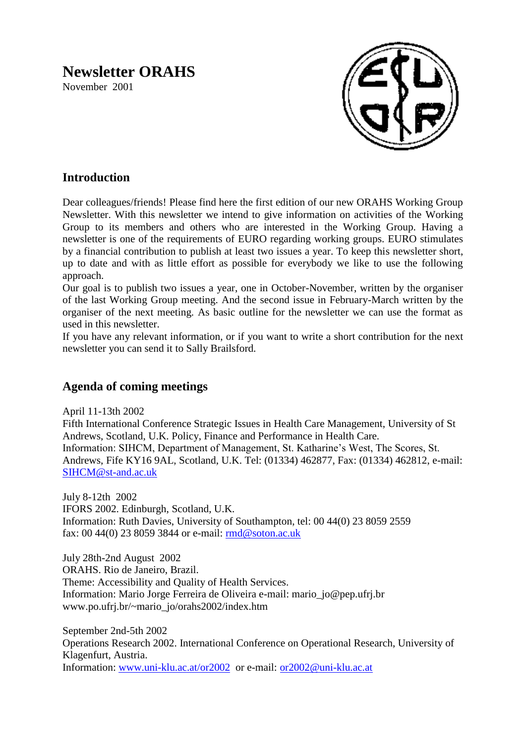# Newsletter ORAHS

November 2001

## Introduction

Dear colleagues/friends! Please find here the first edition of our new ORAHS Working Group Newsletter. With this newsletter we intend to give information on activities of the Working Group to its members and others who are interested in the Working Group. Having a newsletter is one of the requirements of EURO regarding working groups. EURO stimulates by a financial contribution to publish at least two issues a year. To keep this newsletter short, up to date and with as little effort as possible for everybody we like to use the following approach.

Our goal is to publish two issues a year, one in October-November, written by the organiser of the last Working Group meeting. And the second issue in February-March written by the organiser of the next meeting. As basic outline for the newsletter we can use the format as used in this newsletter.

If you have any relevant information, or if you want to write a short contribution for the next newsletter you can send it to Sally Brailsford.

## Agenda of coming meetings

April 11-13th 2002
Fifth International Conference Strategic Issues in Health Care Management, University of St Andrews, Scotland, U.K. Policy, Finance and Performance in Health Care.
Information: SIHCM, Department of Management, St. Katharine's West, The Scores, St. Andrews, Fife KY16 9AL, Scotland, U.K. Tel: (01334) 462877, Fax: (01334) 462812, e-mail: SIHCM@st-and.ac.uk

July 8-12th 2002
IFORS 2002. Edinburgh, Scotland, U.K.
Information: Ruth Davies, University of Southampton, tel: 00 44(0) 23 8059 2559
fax: 00 44(0) 23 8059 3844 or e-mail: rmd@soton.ac.uk

July 28th-2nd August 2002
ORAHS. Rio de Janeiro, Brazil.
Theme: Accessibility and Quality of Health Services.
Information: Mario Jorge Ferreira de Oliveira e-mail: mario_jo@pep.ufrj.br
www.po.ufrj.br/~mario_jo/orahs2002/index.htm

September 2nd-5th 2002
Operations Research 2002. International Conference on Operational Research, University of Klagenfurt, Austria.
Information: www.uni-klu.ac.at/or2002 or e-mail: or2002@uni-klu.ac.at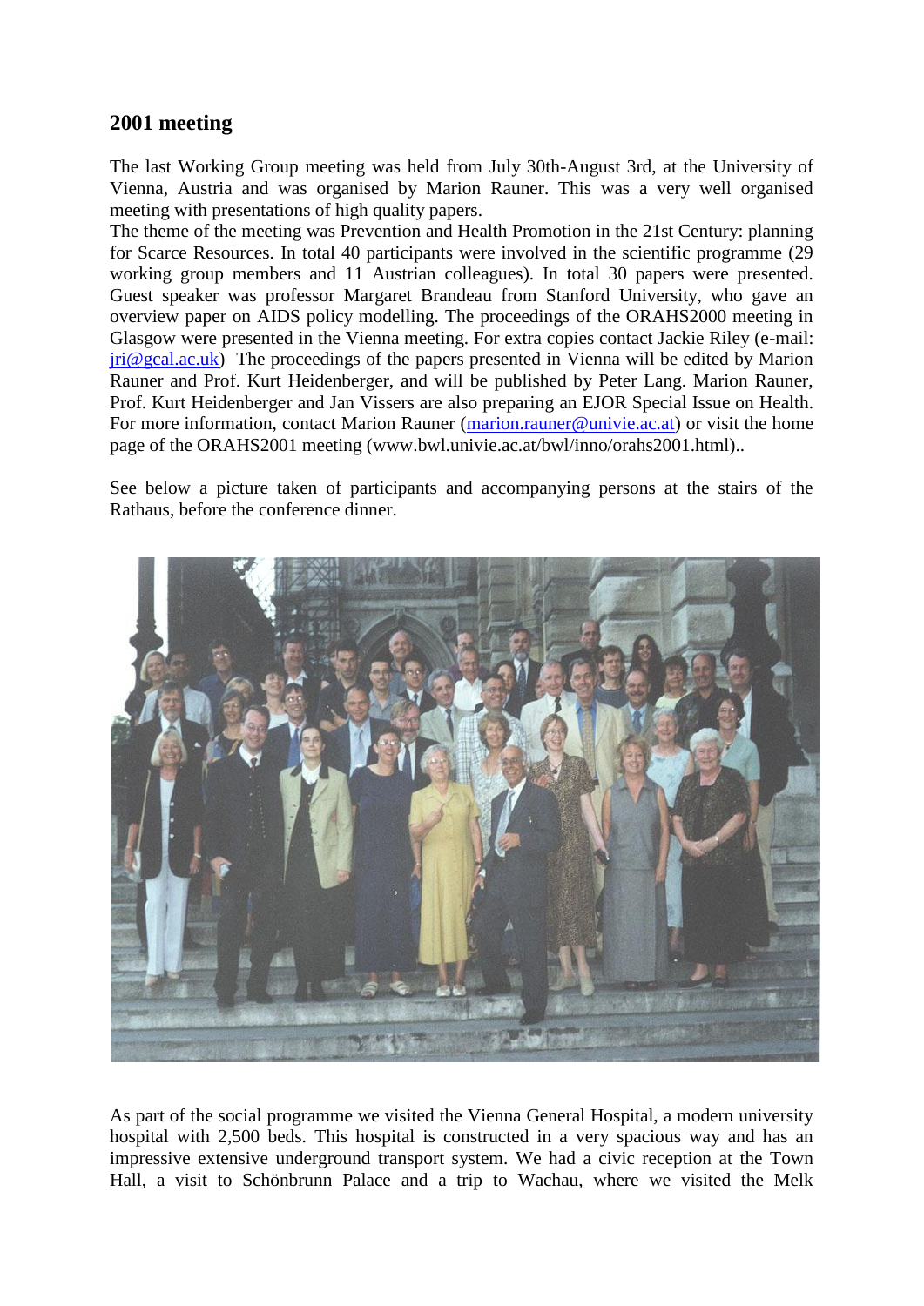## 2001 meeting

The last Working Group meeting was held from July 30th-August 3rd, at the University of Vienna, Austria and was organised by Marion Rauner. This was a very well organised meeting with presentations of high quality papers.
The theme of the meeting was Prevention and Health Promotion in the 21st Century: planning for Scarce Resources. In total 40 participants were involved in the scientific programme (29 working group members and 11 Austrian colleagues). In total 30 papers were presented. Guest speaker was professor Margaret Brandeau from Stanford University, who gave an overview paper on AIDS policy modelling. The proceedings of the ORAHS2000 meeting in Glasgow were presented in the Vienna meeting. For extra copies contact Jackie Riley (e-mail: jri@gcal.ac.uk) The proceedings of the papers presented in Vienna will be edited by Marion Rauner and Prof. Kurt Heidenberger, and will be published by Peter Lang. Marion Rauner, Prof. Kurt Heidenberger and Jan Vissers are also preparing an EJOR Special Issue on Health. For more information, contact Marion Rauner (marion.rauner@univie.ac.at) or visit the home page of the ORAHS2001 meeting (www.bwl.univie.ac.at/bwl/inno/orahs2001.html)..

See below a picture taken of participants and accompanying persons at the stairs of the Rathaus, before the conference dinner.

As part of the social programme we visited the Vienna General Hospital, a modern university hospital with 2,500 beds. This hospital is constructed in a very spacious way and has an impressive extensive underground transport system. We had a civic reception at the Town Hall, a visit to Schönbrunn Palace and a trip to Wachau, where we visited the Melk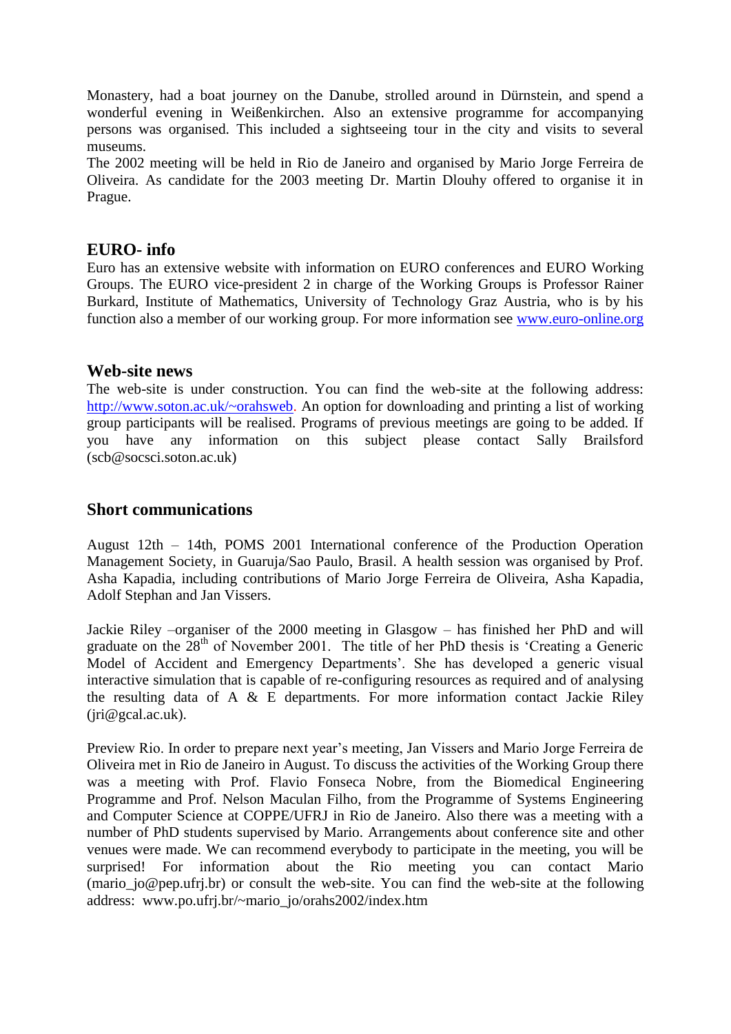Monastery, had a boat journey on the Danube, strolled around in Dürnstein, and spend a wonderful evening in Weißenkirchen. Also an extensive programme for accompanying persons was organised. This included a sightseeing tour in the city and visits to several museums.
The 2002 meeting will be held in Rio de Janeiro and organised by Mario Jorge Ferreira de Oliveira. As candidate for the 2003 meeting Dr. Martin Dlouhy offered to organise it in Prague.

## EURO- info

Euro has an extensive website with information on EURO conferences and EURO Working Groups. The EURO vice-president 2 in charge of the Working Groups is Professor Rainer Burkard, Institute of Mathematics, University of Technology Graz Austria, who is by his function also a member of our working group. For more information see www.euro-online.org

## Web-site news

The web-site is under construction. You can find the web-site at the following address: http://www.soton.ac.uk/~orahsweb. An option for downloading and printing a list of working group participants will be realised. Programs of previous meetings are going to be added. If you have any information on this subject please contact Sally Brailsford (scb@socsci.soton.ac.uk)

## Short communications

August 12th – 14th, POMS 2001 International conference of the Production Operation Management Society, in Guaruja/Sao Paulo, Brasil. A health session was organised by Prof. Asha Kapadia, including contributions of Mario Jorge Ferreira de Oliveira, Asha Kapadia, Adolf Stephan and Jan Vissers.

Jackie Riley –organiser of the 2000 meeting in Glasgow – has finished her PhD and will graduate on the 28th of November 2001. The title of her PhD thesis is 'Creating a Generic Model of Accident and Emergency Departments'. She has developed a generic visual interactive simulation that is capable of re-configuring resources as required and of analysing the resulting data of A & E departments. For more information contact Jackie Riley (jri@gcal.ac.uk).

Preview Rio. In order to prepare next year's meeting, Jan Vissers and Mario Jorge Ferreira de Oliveira met in Rio de Janeiro in August. To discuss the activities of the Working Group there was a meeting with Prof. Flavio Fonseca Nobre, from the Biomedical Engineering Programme and Prof. Nelson Maculan Filho, from the Programme of Systems Engineering and Computer Science at COPPE/UFRJ in Rio de Janeiro. Also there was a meeting with a number of PhD students supervised by Mario. Arrangements about conference site and other venues were made. We can recommend everybody to participate in the meeting, you will be surprised! For information about the Rio meeting you can contact Mario (mario_jo@pep.ufrj.br) or consult the web-site. You can find the web-site at the following address: www.po.ufrj.br/~mario_jo/orahs2002/index.htm